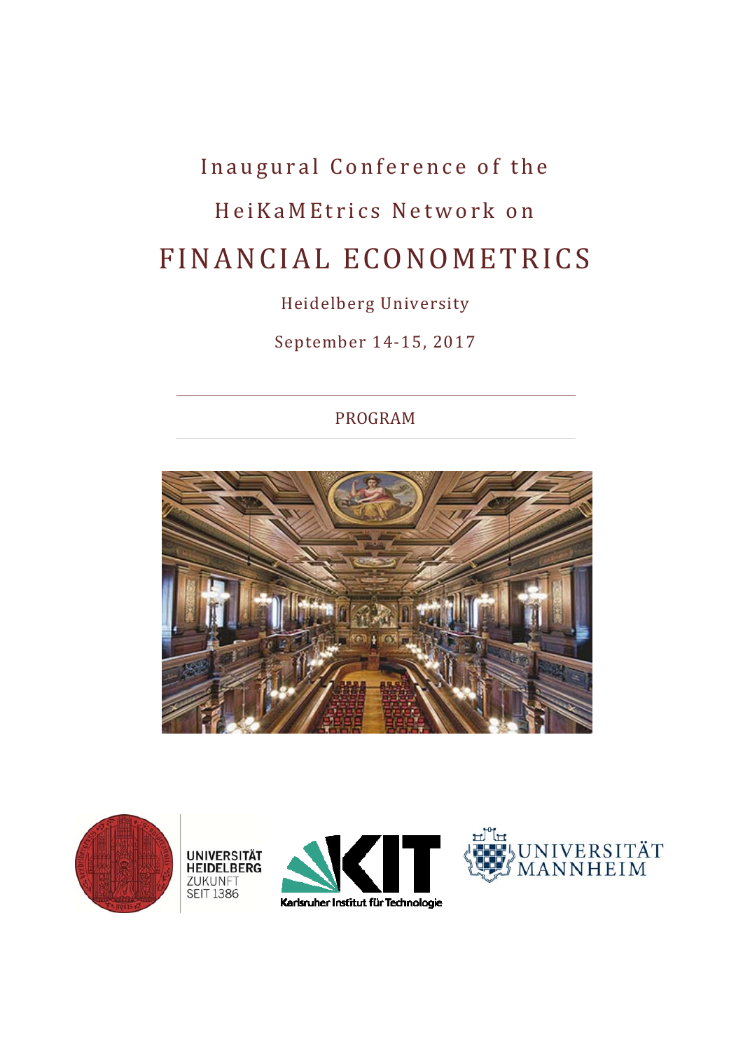# Inaugural Conference of the HeiKaMEtrics Network on

# FINANCIAL ECONOMETRICS

Heidelberg University

September 14-15, 2017

---

PROGRAM

---

UNIVERSITÄT HEIDELBERG
ZUKUNFT
SEIT 1386

Karlsruher Institut für Technologie

UNIVERSITÄT MANNHEIM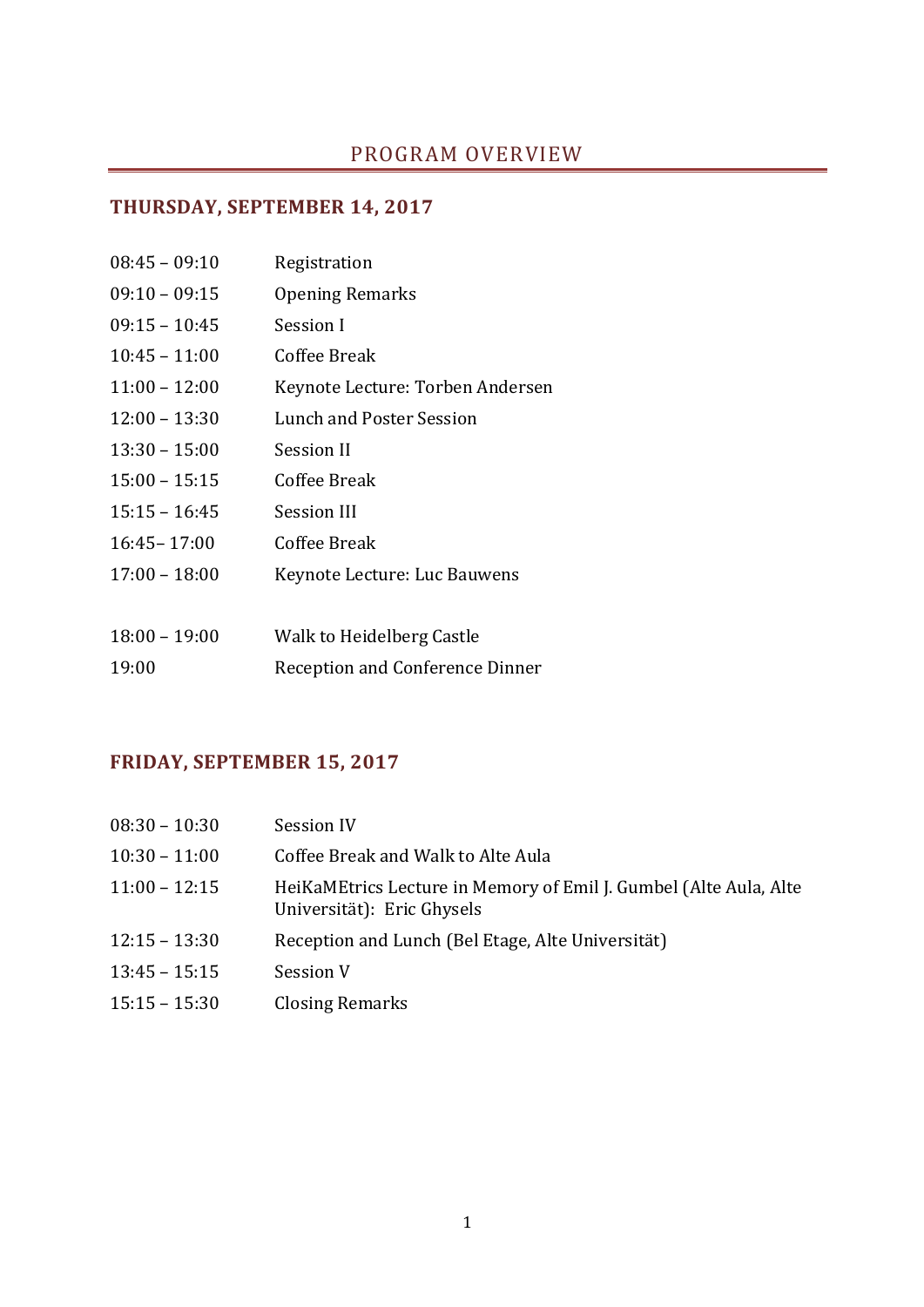# PROGRAM OVERVIEW

## THURSDAY, SEPTEMBER 14, 2017

| | |
|---|---|
| 08:45 – 09:10 | Registration |
| 09:10 – 09:15 | Opening Remarks |
| 09:15 – 10:45 | Session I |
| 10:45 – 11:00 | Coffee Break |
| 11:00 – 12:00 | Keynote Lecture: Torben Andersen |
| 12:00 – 13:30 | Lunch and Poster Session |
| 13:30 – 15:00 | Session II |
| 15:00 – 15:15 | Coffee Break |
| 15:15 – 16:45 | Session III |
| 16:45– 17:00 | Coffee Break |
| 17:00 – 18:00 | Keynote Lecture: Luc Bauwens |
| 18:00 – 19:00 | Walk to Heidelberg Castle |
| 19:00 | Reception and Conference Dinner |

## FRIDAY, SEPTEMBER 15, 2017

| | |
|---|---|
| 08:30 – 10:30 | Session IV |
| 10:30 – 11:00 | Coffee Break and Walk to Alte Aula |
| 11:00 – 12:15 | HeiKaMEtrics Lecture in Memory of Emil J. Gumbel (Alte Aula, Alte Universität): Eric Ghysels |
| 12:15 – 13:30 | Reception and Lunch (Bel Etage, Alte Universität) |
| 13:45 – 15:15 | Session V |
| 15:15 – 15:30 | Closing Remarks |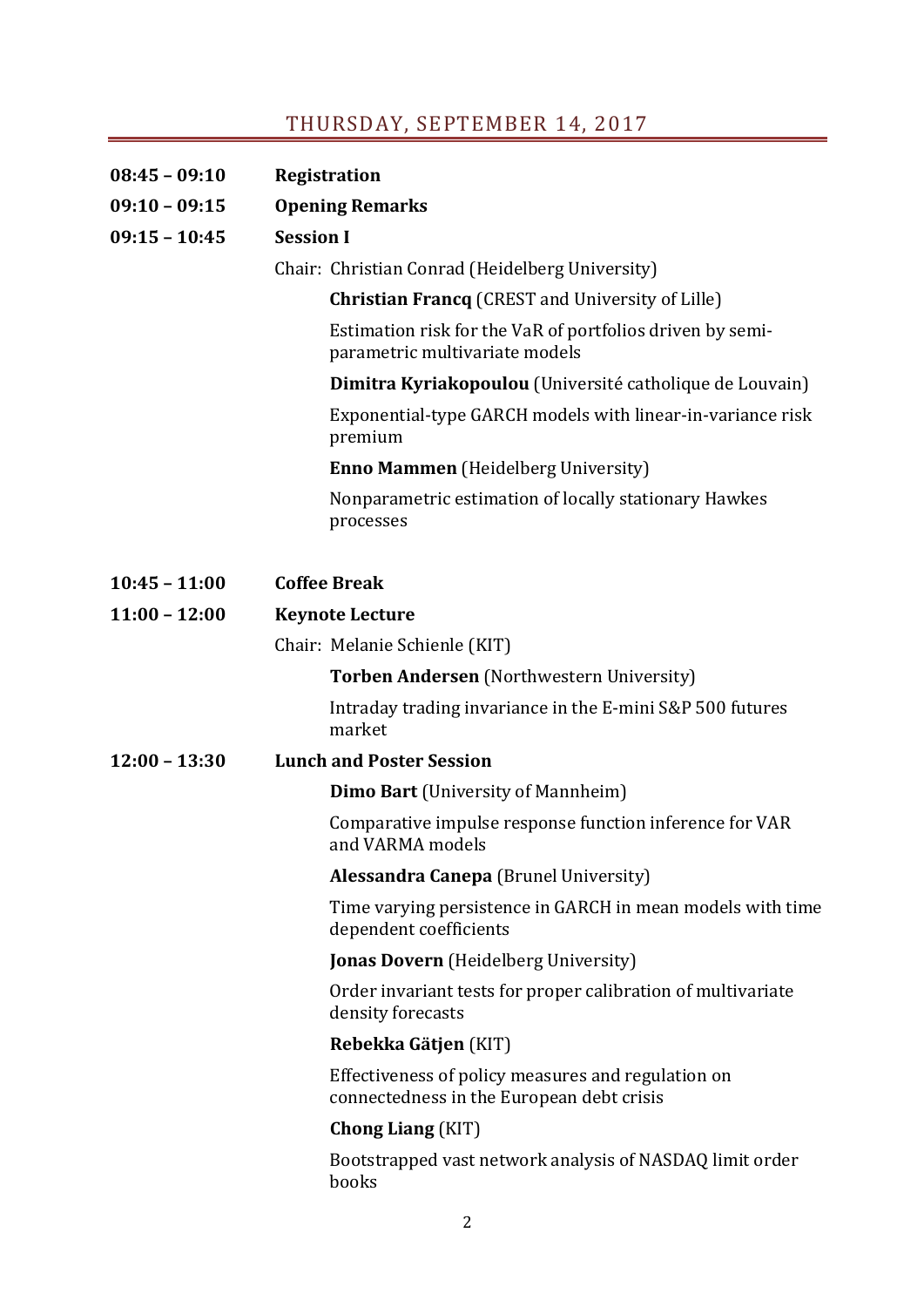## THURSDAY, SEPTEMBER 14, 2017

**08:45 – 09:10** **Registration**

**09:10 – 09:15** **Opening Remarks**

**09:15 – 10:45** **Session I**

Chair: Christian Conrad (Heidelberg University)

**Christian Francq** (CREST and University of Lille)

Estimation risk for the VaR of portfolios driven by semi-parametric multivariate models

**Dimitra Kyriakopoulou** (Université catholique de Louvain)

Exponential-type GARCH models with linear-in-variance risk premium

**Enno Mammen** (Heidelberg University)

Nonparametric estimation of locally stationary Hawkes processes

**10:45 – 11:00** **Coffee Break**

**11:00 – 12:00** **Keynote Lecture**

Chair: Melanie Schienle (KIT)

**Torben Andersen** (Northwestern University)

Intraday trading invariance in the E-mini S&P 500 futures market

**12:00 – 13:30** **Lunch and Poster Session**

**Dimo Bart** (University of Mannheim)

Comparative impulse response function inference for VAR and VARMA models

**Alessandra Canepa** (Brunel University)

Time varying persistence in GARCH in mean models with time dependent coefficients

**Jonas Dovern** (Heidelberg University)

Order invariant tests for proper calibration of multivariate density forecasts

**Rebekka Gätjen** (KIT)

Effectiveness of policy measures and regulation on connectedness in the European debt crisis

**Chong Liang** (KIT)

Bootstrapped vast network analysis of NASDAQ limit order books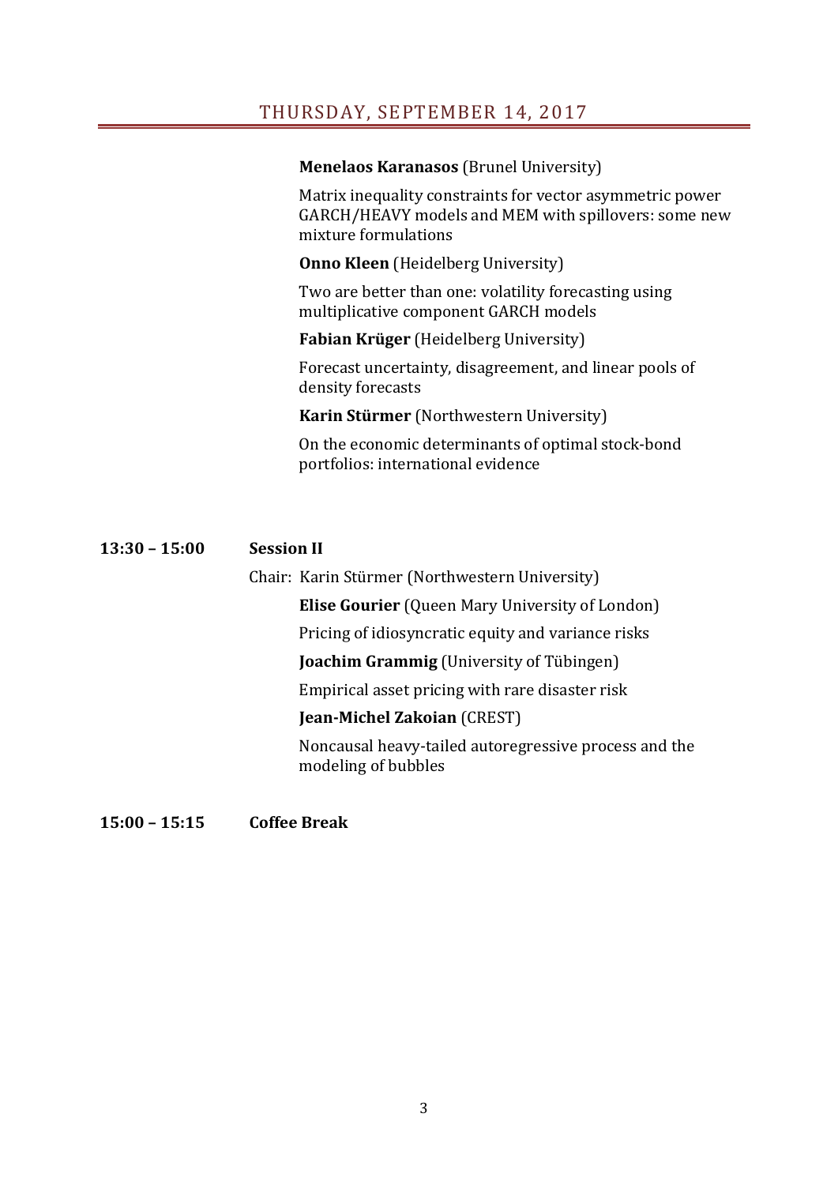## THURSDAY, SEPTEMBER 14, 2017

**Menelaos Karanasos** (Brunel University)

Matrix inequality constraints for vector asymmetric power GARCH/HEAVY models and MEM with spillovers: some new mixture formulations

**Onno Kleen** (Heidelberg University)

Two are better than one: volatility forecasting using multiplicative component GARCH models

**Fabian Krüger** (Heidelberg University)

Forecast uncertainty, disagreement, and linear pools of density forecasts

**Karin Stürmer** (Northwestern University)

On the economic determinants of optimal stock-bond portfolios: international evidence

**13:30 – 15:00 Session II**

Chair: Karin Stürmer (Northwestern University)

**Elise Gourier** (Queen Mary University of London)

Pricing of idiosyncratic equity and variance risks

**Joachim Grammig** (University of Tübingen)

Empirical asset pricing with rare disaster risk

**Jean-Michel Zakoian** (CREST)

Noncausal heavy-tailed autoregressive process and the modeling of bubbles

**15:00 – 15:15 Coffee Break**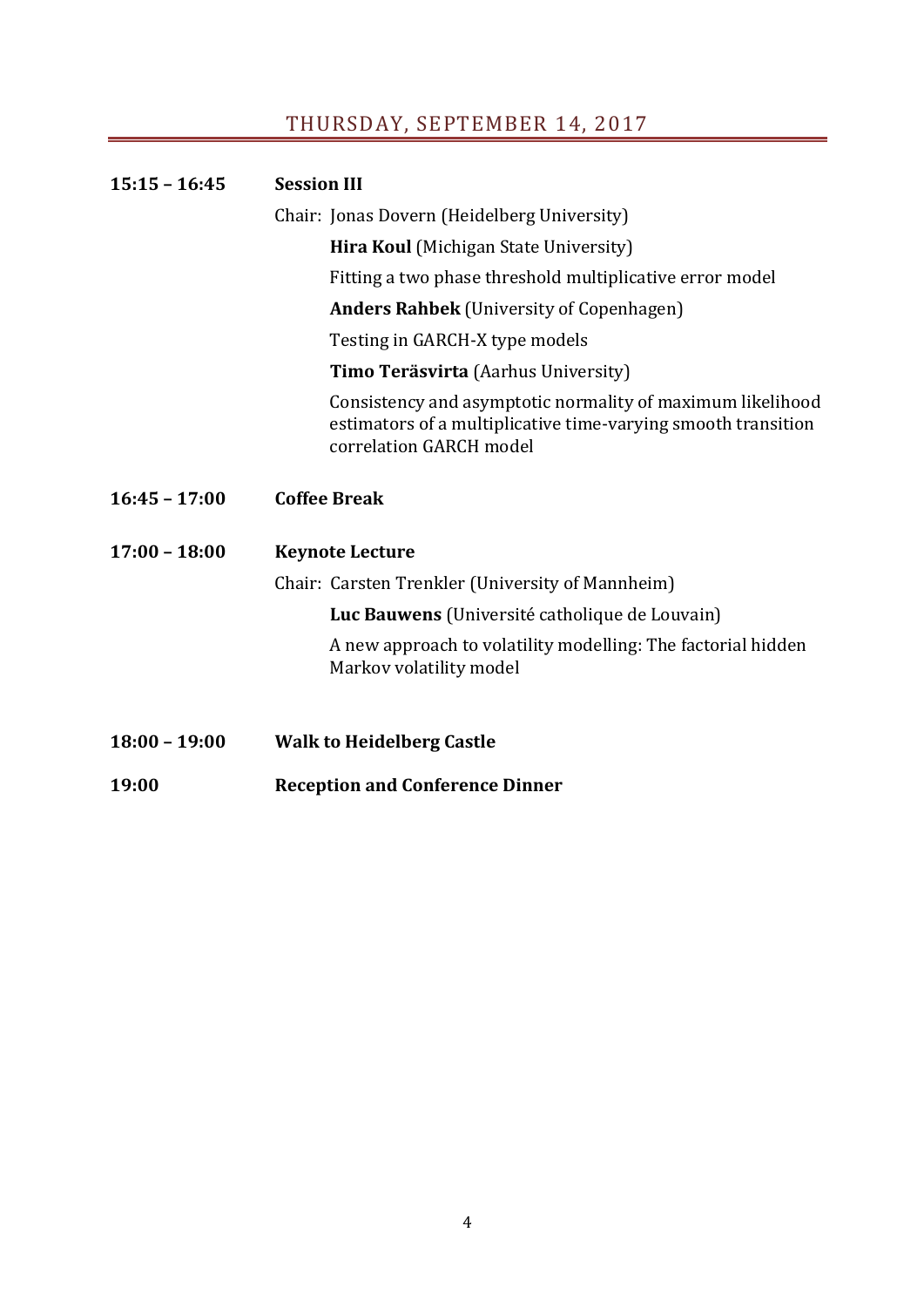## THURSDAY, SEPTEMBER 14, 2017

**15:15 – 16:45** **Session III**

Chair: Jonas Dovern (Heidelberg University)

**Hira Koul** (Michigan State University)

Fitting a two phase threshold multiplicative error model

**Anders Rahbek** (University of Copenhagen)

Testing in GARCH-X type models

**Timo Teräsvirta** (Aarhus University)

Consistency and asymptotic normality of maximum likelihood estimators of a multiplicative time-varying smooth transition correlation GARCH model

**16:45 – 17:00** **Coffee Break**

**17:00 – 18:00** **Keynote Lecture**

Chair: Carsten Trenkler (University of Mannheim)

**Luc Bauwens** (Université catholique de Louvain)

A new approach to volatility modelling: The factorial hidden Markov volatility model

**18:00 – 19:00** **Walk to Heidelberg Castle**

**19:00** **Reception and Conference Dinner**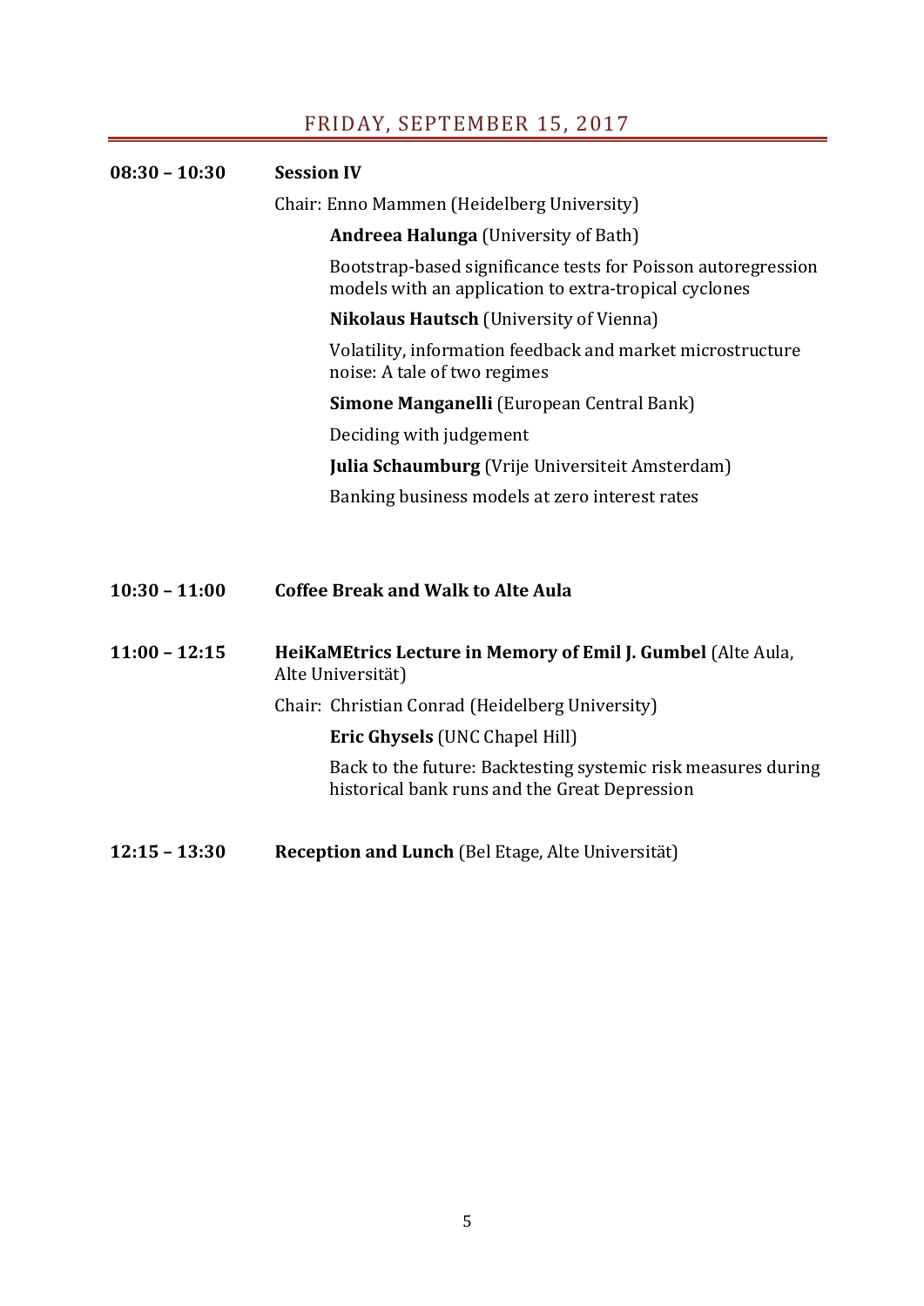## FRIDAY, SEPTEMBER 15, 2017

**08:30 – 10:30** **Session IV**

Chair: Enno Mammen (Heidelberg University)

**Andreea Halunga** (University of Bath)

Bootstrap-based significance tests for Poisson autoregression models with an application to extra-tropical cyclones

**Nikolaus Hautsch** (University of Vienna)

Volatility, information feedback and market microstructure noise: A tale of two regimes

**Simone Manganelli** (European Central Bank)

Deciding with judgement

**Julia Schaumburg** (Vrije Universiteit Amsterdam)

Banking business models at zero interest rates

**10:30 – 11:00** **Coffee Break and Walk to Alte Aula**

**11:00 – 12:15** **HeiKaMEtrics Lecture in Memory of Emil J. Gumbel** (Alte Aula, Alte Universität)

Chair: Christian Conrad (Heidelberg University)

**Eric Ghysels** (UNC Chapel Hill)

Back to the future: Backtesting systemic risk measures during historical bank runs and the Great Depression

**12:15 – 13:30** **Reception and Lunch** (Bel Etage, Alte Universität)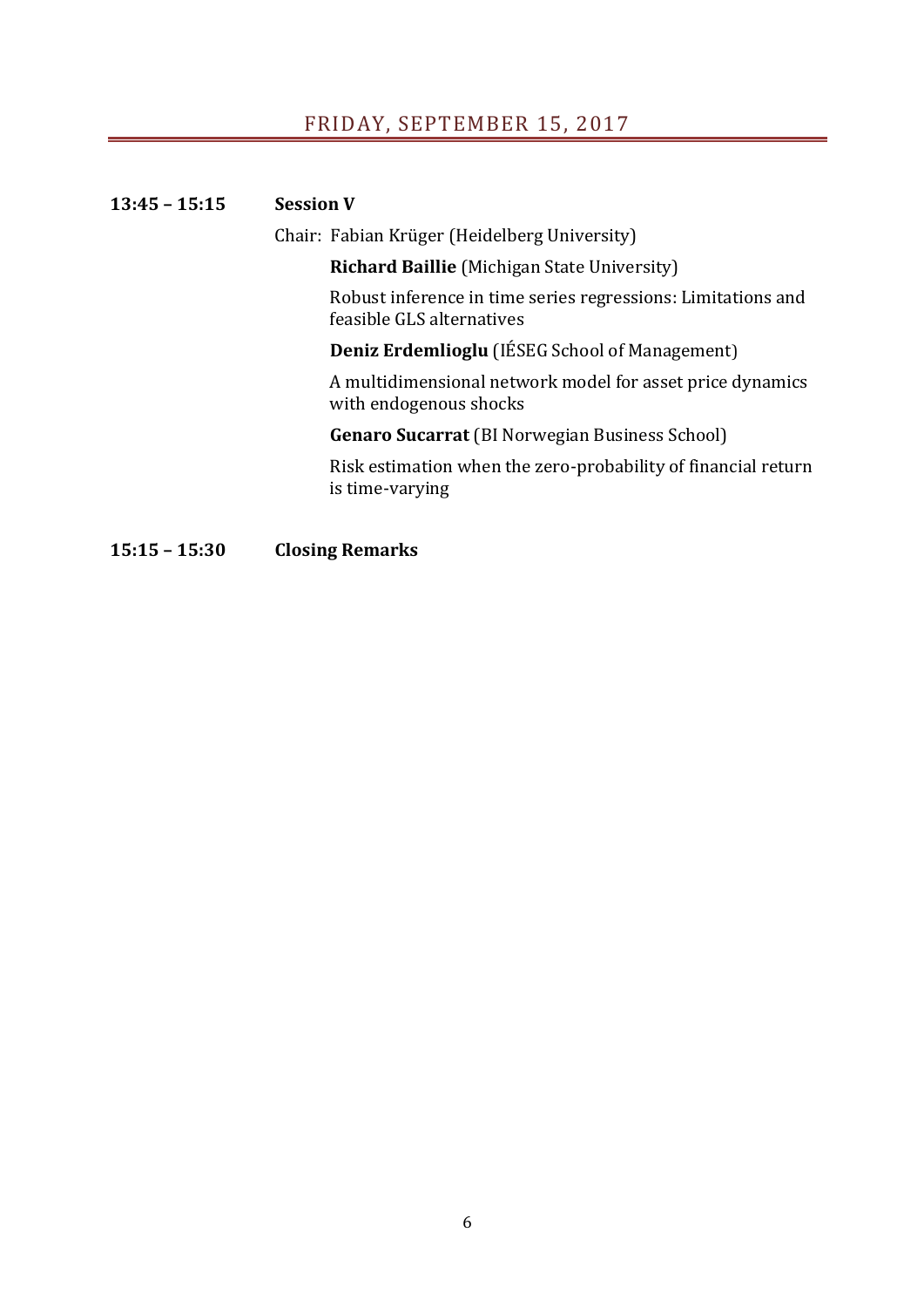## FRIDAY, SEPTEMBER 15, 2017

**13:45 – 15:15** **Session V**

Chair: Fabian Krüger (Heidelberg University)

**Richard Baillie** (Michigan State University)

Robust inference in time series regressions: Limitations and feasible GLS alternatives

**Deniz Erdemlioglu** (IÉSEG School of Management)

A multidimensional network model for asset price dynamics with endogenous shocks

**Genaro Sucarrat** (BI Norwegian Business School)

Risk estimation when the zero-probability of financial return is time-varying

**15:15 – 15:30** **Closing Remarks**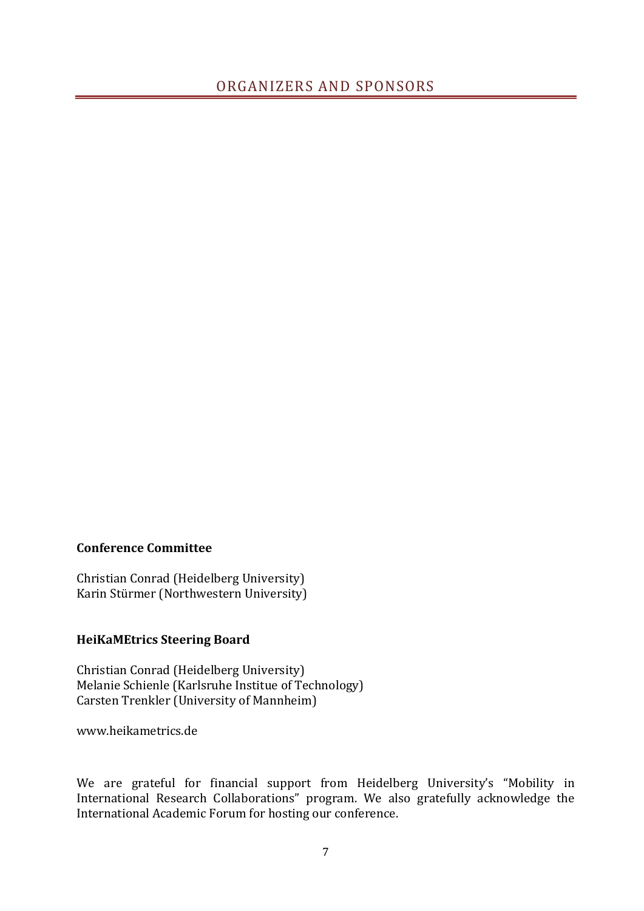# ORGANIZERS AND SPONSORS

**Conference Committee**

Christian Conrad (Heidelberg University)
Karin Stürmer (Northwestern University)

**HeiKaMEtrics Steering Board**

Christian Conrad (Heidelberg University)
Melanie Schienle (Karlsruhe Institue of Technology)
Carsten Trenkler (University of Mannheim)

www.heikametrics.de

We are grateful for financial support from Heidelberg University's "Mobility in International Research Collaborations" program. We also gratefully acknowledge the International Academic Forum for hosting our conference.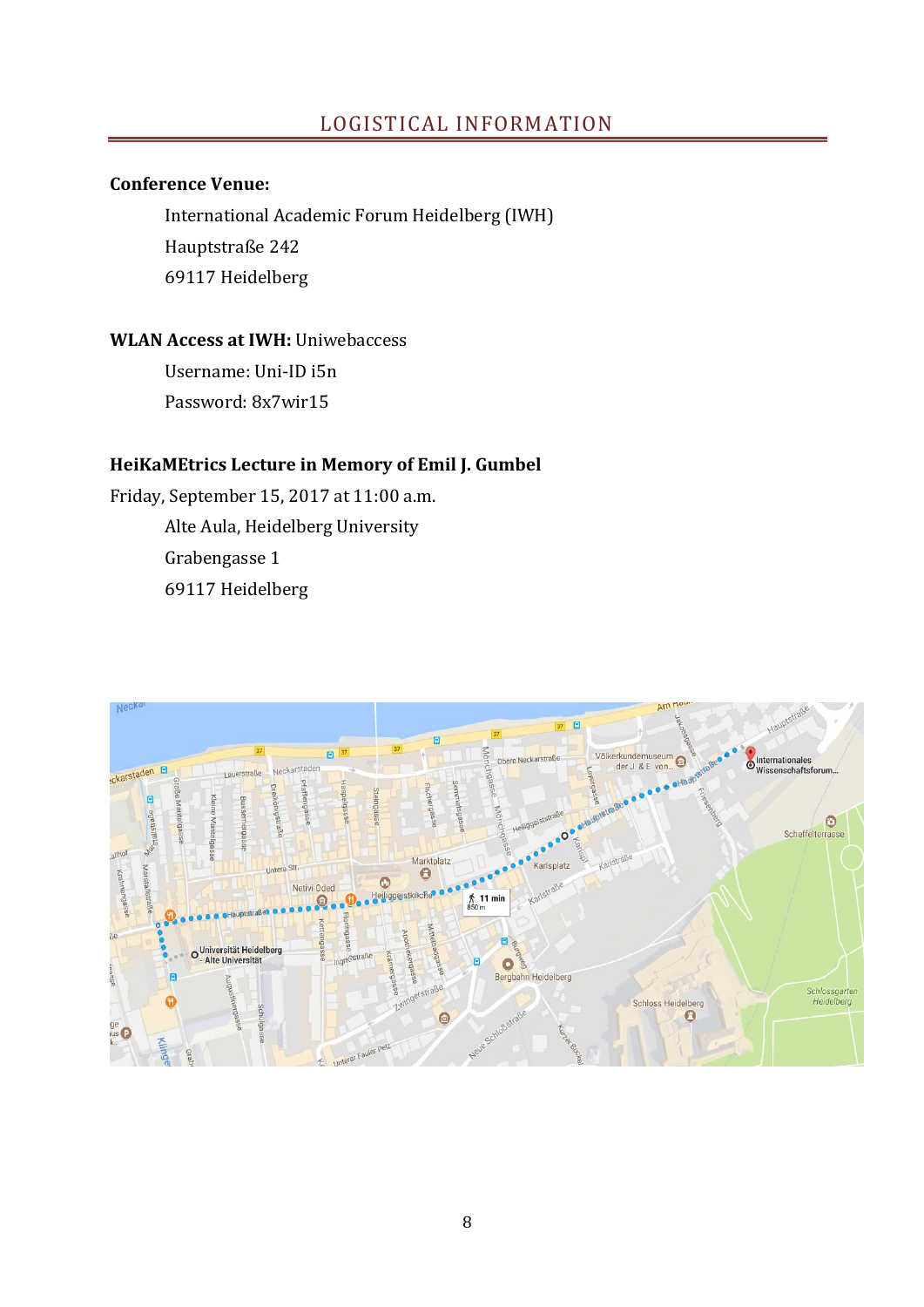## LOGISTICAL INFORMATION

**Conference Venue:**

International Academic Forum Heidelberg (IWH)
Hauptstraße 242
69117 Heidelberg

**WLAN Access at IWH:** Uniwebaccess

Username: Uni-ID i5n
Password: 8x7wir15

**HeiKaMEtrics Lecture in Memory of Emil J. Gumbel**

Friday, September 15, 2017 at 11:00 a.m.

Alte Aula, Heidelberg University
Grabengasse 1
69117 Heidelberg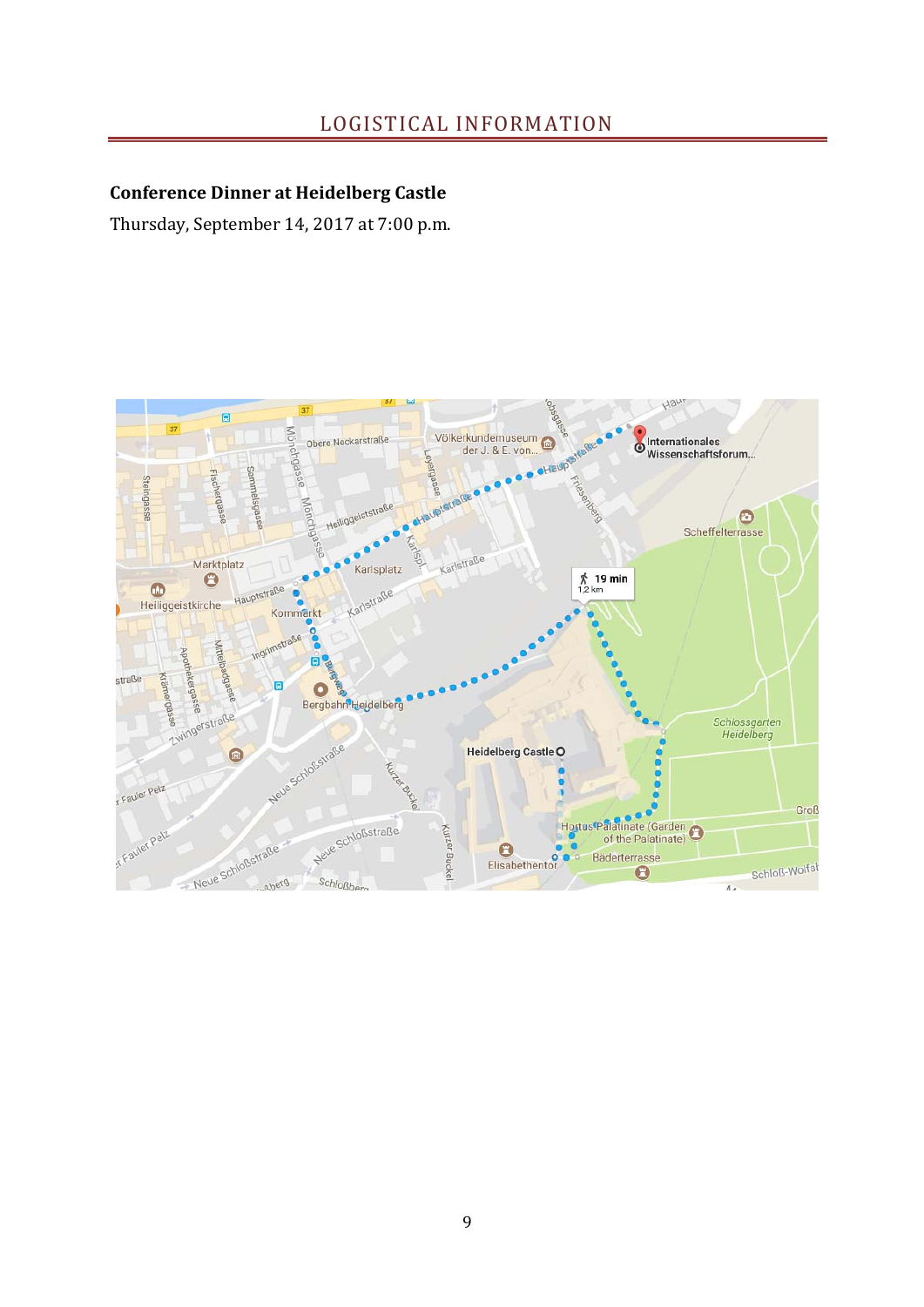## LOGISTICAL INFORMATION

**Conference Dinner at Heidelberg Castle**

Thursday, September 14, 2017 at 7:00 p.m.